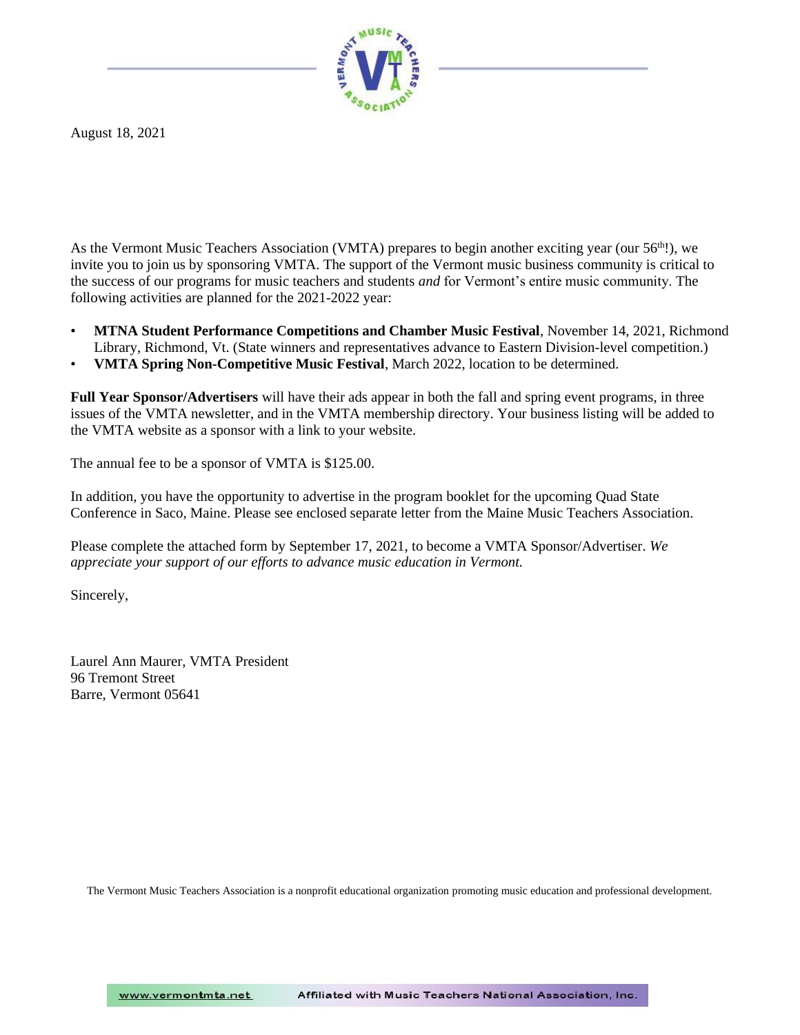August 18, 2021

As the Vermont Music Teachers Association (VMTA) prepares to begin another exciting year (our 56th!), we invite you to join us by sponsoring VMTA. The support of the Vermont music business community is critical to the success of our programs for music teachers and students *and* for Vermont's entire music community. The following activities are planned for the 2021-2022 year:

- **MTNA Student Performance Competitions and Chamber Music Festival**, November 14, 2021, Richmond Library, Richmond, Vt. (State winners and representatives advance to Eastern Division-level competition.)
- **VMTA Spring Non-Competitive Music Festival**, March 2022, location to be determined.

**Full Year Sponsor/Advertisers** will have their ads appear in both the fall and spring event programs, in three issues of the VMTA newsletter, and in the VMTA membership directory. Your business listing will be added to the VMTA website as a sponsor with a link to your website.

The annual fee to be a sponsor of VMTA is $125.00.

In addition, you have the opportunity to advertise in the program booklet for the upcoming Quad State Conference in Saco, Maine. Please see enclosed separate letter from the Maine Music Teachers Association.

Please complete the attached form by September 17, 2021, to become a VMTA Sponsor/Advertiser. *We appreciate your support of our efforts to advance music education in Vermont.*

Sincerely,

Laurel Ann Maurer, VMTA President
96 Tremont Street
Barre, Vermont 05641

The Vermont Music Teachers Association is a nonprofit educational organization promoting music education and professional development.

www.vermontmta.net Affiliated with Music Teachers National Association, Inc.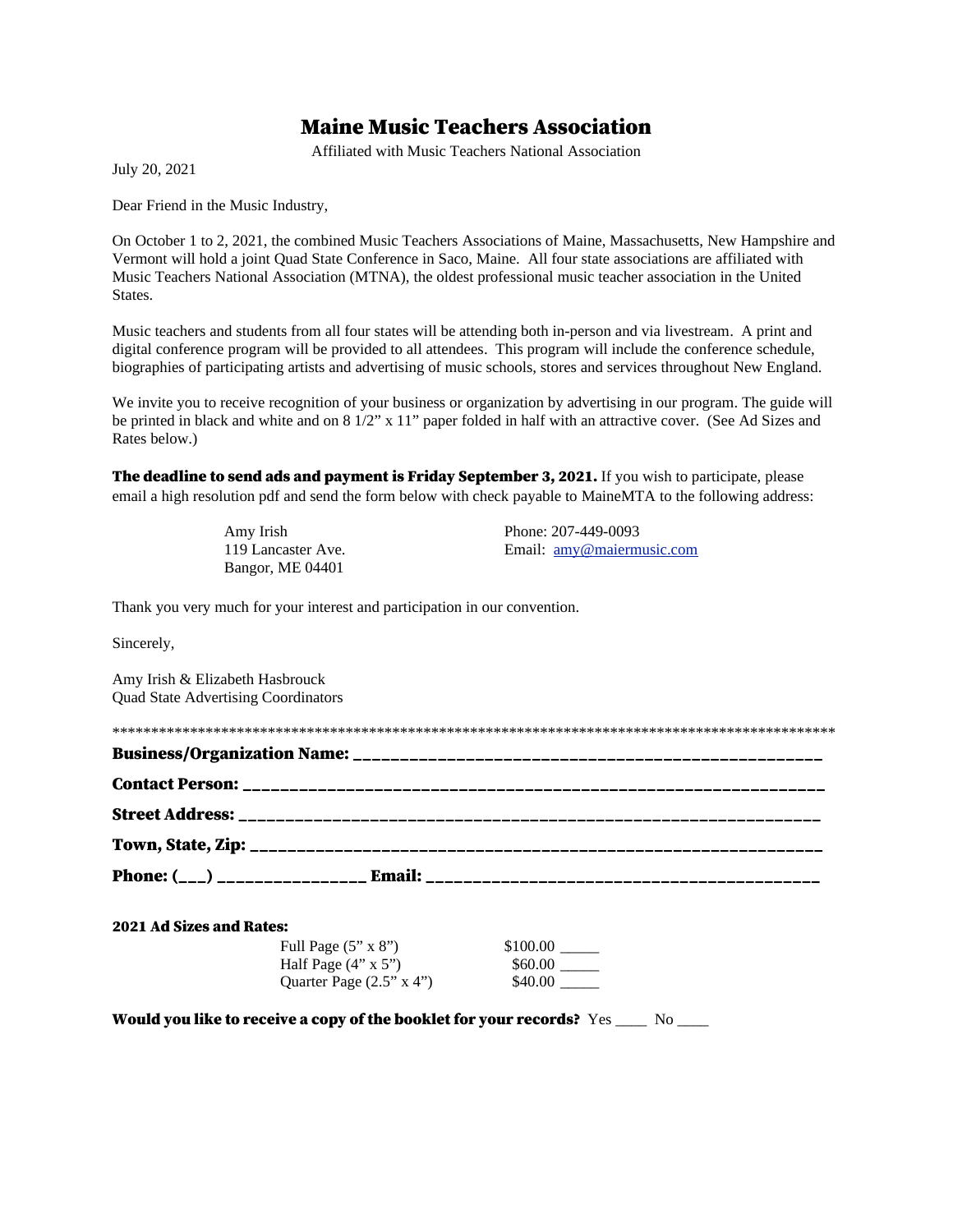# Maine Music Teachers Association

Affiliated with Music Teachers National Association

July 20, 2021

Dear Friend in the Music Industry,

On October 1 to 2, 2021, the combined Music Teachers Associations of Maine, Massachusetts, New Hampshire and Vermont will hold a joint Quad State Conference in Saco, Maine. All four state associations are affiliated with Music Teachers National Association (MTNA), the oldest professional music teacher association in the United States.

Music teachers and students from all four states will be attending both in-person and via livestream. A print and digital conference program will be provided to all attendees. This program will include the conference schedule, biographies of participating artists and advertising of music schools, stores and services throughout New England.

We invite you to receive recognition of your business or organization by advertising in our program. The guide will be printed in black and white and on 8 1/2" x 11" paper folded in half with an attractive cover. (See Ad Sizes and Rates below.)

**The deadline to send ads and payment is Friday September 3, 2021.** If you wish to participate, please email a high resolution pdf and send the form below with check payable to MaineMTA to the following address:

Amy Irish
119 Lancaster Ave.
Bangor, ME 04401

Phone: 207-449-0093
Email: amy@maiermusic.com

Thank you very much for your interest and participation in our convention.

Sincerely,

Amy Irish & Elizabeth Hasbrouck
Quad State Advertising Coordinators

\*\*\*\*\*\*\*\*\*\*\*\*\*\*\*\*\*\*\*\*\*\*\*\*\*\*\*\*\*\*\*\*\*\*\*\*\*\*\*\*\*\*\*\*\*\*\*\*\*\*\*\*\*\*\*\*\*\*\*\*\*\*\*\*\*\*\*\*\*\*\*\*\*\*\*\*\*\*\*\*\*\*\*\*\*\*\*\*\*\*\*\*\*\*\*\*

**Business/Organization Name: ______________________________________________**

**Contact Person: _______________________________________________________**

**Street Address: _______________________________________________________**

**Town, State, Zip: _____________________________________________________**

**Phone: (___) _______________ Email: ____________________________________**

**2021 Ad Sizes and Rates:**

| | |
|---|---|
| Full Page (5" x 8") | $100.00 _____ |
| Half Page (4" x 5") | $60.00 _____ |
| Quarter Page (2.5" x 4") | $40.00 _____ |

**Would you like to receive a copy of the booklet for your records?** Yes ____ No ____